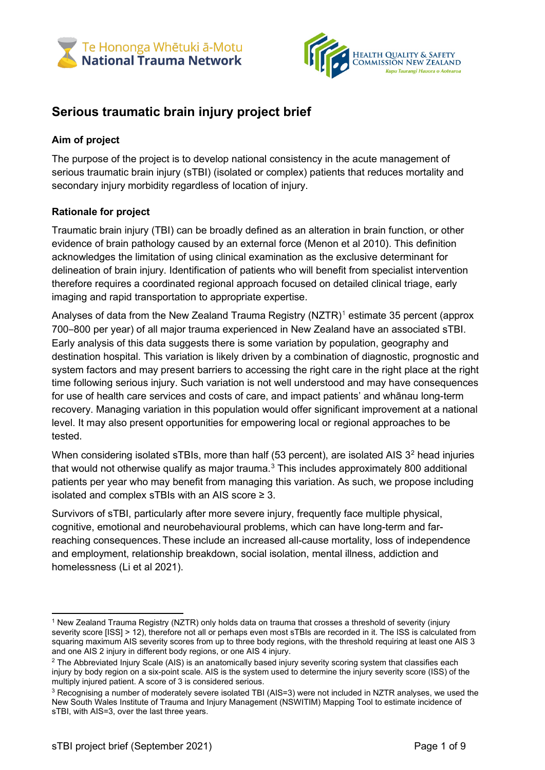# Serious traumatic brain injury project brief

## Aim of project

The purpose of the project is to develop national consistency in the acute management of serious traumatic brain injury (sTBI) (isolated or complex) patients that reduces mortality and secondary injury morbidity regardless of location of injury.

## Rationale for project

Traumatic brain injury (TBI) can be broadly defined as an alteration in brain function, or other evidence of brain pathology caused by an external force (Menon et al 2010). This definition acknowledges the limitation of using clinical examination as the exclusive determinant for delineation of brain injury. Identification of patients who will benefit from specialist intervention therefore requires a coordinated regional approach focused on detailed clinical triage, early imaging and rapid transportation to appropriate expertise.

Analyses of data from the New Zealand Trauma Registry (NZTR)[1] estimate 35 percent (approx 700–800 per year) of all major trauma experienced in New Zealand have an associated sTBI. Early analysis of this data suggests there is some variation by population, geography and destination hospital. This variation is likely driven by a combination of diagnostic, prognostic and system factors and may present barriers to accessing the right care in the right place at the right time following serious injury. Such variation is not well understood and may have consequences for use of health care services and costs of care, and impact patients' and whānau long-term recovery. Managing variation in this population would offer significant improvement at a national level. It may also present opportunities for empowering local or regional approaches to be tested.

When considering isolated sTBIs, more than half (53 percent), are isolated AIS 3[2] head injuries that would not otherwise qualify as major trauma.[3] This includes approximately 800 additional patients per year who may benefit from managing this variation. As such, we propose including isolated and complex sTBIs with an AIS score ≥ 3.

Survivors of sTBI, particularly after more severe injury, frequently face multiple physical, cognitive, emotional and neurobehavioural problems, which can have long-term and far-reaching consequences. These include an increased all-cause mortality, loss of independence and employment, relationship breakdown, social isolation, mental illness, addiction and homelessness (Li et al 2021).

---

[1] New Zealand Trauma Registry (NZTR) only holds data on trauma that crosses a threshold of severity (injury severity score [ISS] > 12), therefore not all or perhaps even most sTBIs are recorded in it. The ISS is calculated from squaring maximum AIS severity scores from up to three body regions, with the threshold requiring at least one AIS 3 and one AIS 2 injury in different body regions, or one AIS 4 injury.

[2] The Abbreviated Injury Scale (AIS) is an anatomically based injury severity scoring system that classifies each injury by body region on a six-point scale. AIS is the system used to determine the injury severity score (ISS) of the multiply injured patient. A score of 3 is considered serious.

[3] Recognising a number of moderately severe isolated TBI (AIS=3) were not included in NZTR analyses, we used the New South Wales Institute of Trauma and Injury Management (NSWITIM) Mapping Tool to estimate incidence of sTBI, with AIS=3, over the last three years.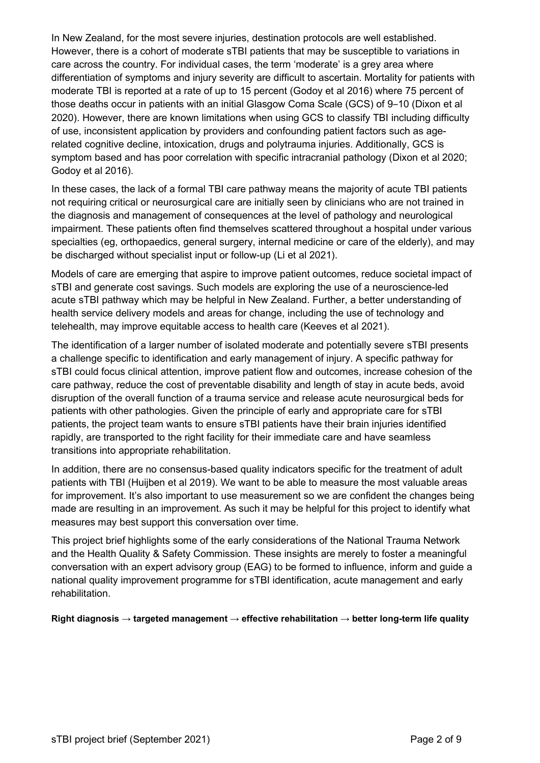In New Zealand, for the most severe injuries, destination protocols are well established. However, there is a cohort of moderate sTBI patients that may be susceptible to variations in care across the country. For individual cases, the term 'moderate' is a grey area where differentiation of symptoms and injury severity are difficult to ascertain. Mortality for patients with moderate TBI is reported at a rate of up to 15 percent (Godoy et al 2016) where 75 percent of those deaths occur in patients with an initial Glasgow Coma Scale (GCS) of 9–10 (Dixon et al 2020). However, there are known limitations when using GCS to classify TBI including difficulty of use, inconsistent application by providers and confounding patient factors such as age-related cognitive decline, intoxication, drugs and polytrauma injuries. Additionally, GCS is symptom based and has poor correlation with specific intracranial pathology (Dixon et al 2020; Godoy et al 2016).

In these cases, the lack of a formal TBI care pathway means the majority of acute TBI patients not requiring critical or neurosurgical care are initially seen by clinicians who are not trained in the diagnosis and management of consequences at the level of pathology and neurological impairment. These patients often find themselves scattered throughout a hospital under various specialties (eg, orthopaedics, general surgery, internal medicine or care of the elderly), and may be discharged without specialist input or follow-up (Li et al 2021).

Models of care are emerging that aspire to improve patient outcomes, reduce societal impact of sTBI and generate cost savings. Such models are exploring the use of a neuroscience-led acute sTBI pathway which may be helpful in New Zealand. Further, a better understanding of health service delivery models and areas for change, including the use of technology and telehealth, may improve equitable access to health care (Keeves et al 2021).

The identification of a larger number of isolated moderate and potentially severe sTBI presents a challenge specific to identification and early management of injury. A specific pathway for sTBI could focus clinical attention, improve patient flow and outcomes, increase cohesion of the care pathway, reduce the cost of preventable disability and length of stay in acute beds, avoid disruption of the overall function of a trauma service and release acute neurosurgical beds for patients with other pathologies. Given the principle of early and appropriate care for sTBI patients, the project team wants to ensure sTBI patients have their brain injuries identified rapidly, are transported to the right facility for their immediate care and have seamless transitions into appropriate rehabilitation.

In addition, there are no consensus-based quality indicators specific for the treatment of adult patients with TBI (Huijben et al 2019). We want to be able to measure the most valuable areas for improvement. It's also important to use measurement so we are confident the changes being made are resulting in an improvement. As such it may be helpful for this project to identify what measures may best support this conversation over time.

This project brief highlights some of the early considerations of the National Trauma Network and the Health Quality & Safety Commission. These insights are merely to foster a meaningful conversation with an expert advisory group (EAG) to be formed to influence, inform and guide a national quality improvement programme for sTBI identification, acute management and early rehabilitation.

**Right diagnosis → targeted management → effective rehabilitation → better long-term life quality**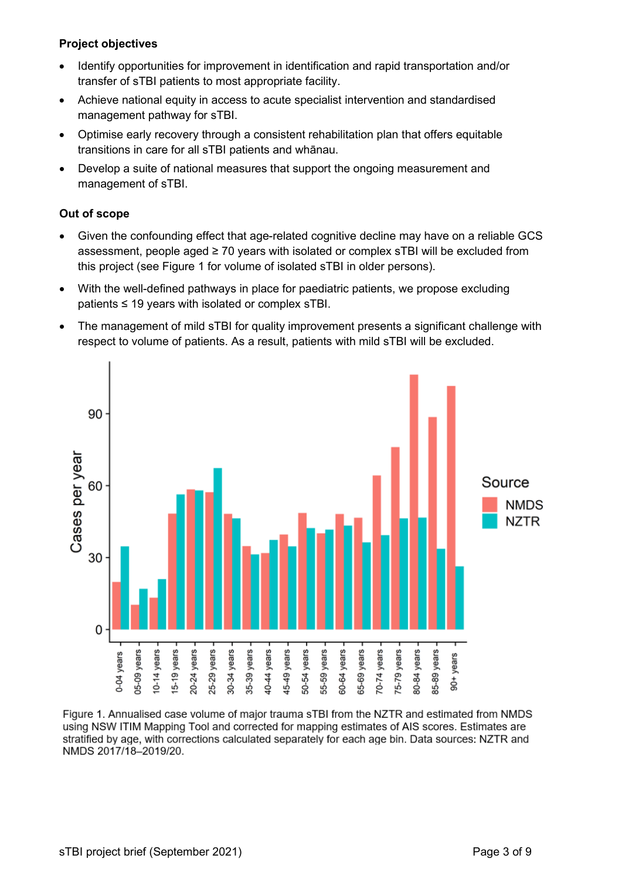**Project objectives**

- Identify opportunities for improvement in identification and rapid transportation and/or transfer of sTBI patients to most appropriate facility.
- Achieve national equity in access to acute specialist intervention and standardised management pathway for sTBI.
- Optimise early recovery through a consistent rehabilitation plan that offers equitable transitions in care for all sTBI patients and whānau.
- Develop a suite of national measures that support the ongoing measurement and management of sTBI.

**Out of scope**

- Given the confounding effect that age-related cognitive decline may have on a reliable GCS assessment, people aged ≥ 70 years with isolated or complex sTBI will be excluded from this project (see Figure 1 for volume of isolated sTBI in older persons).
- With the well-defined pathways in place for paediatric patients, we propose excluding patients ≤ 19 years with isolated or complex sTBI.
- The management of mild sTBI for quality improvement presents a significant challenge with respect to volume of patients. As a result, patients with mild sTBI will be excluded.

Figure 1. Annualised case volume of major trauma sTBI from the NZTR and estimated from NMDS using NSW ITIM Mapping Tool and corrected for mapping estimates of AIS scores. Estimates are stratified by age, with corrections calculated separately for each age bin. Data sources: NZTR and NMDS 2017/18–2019/20.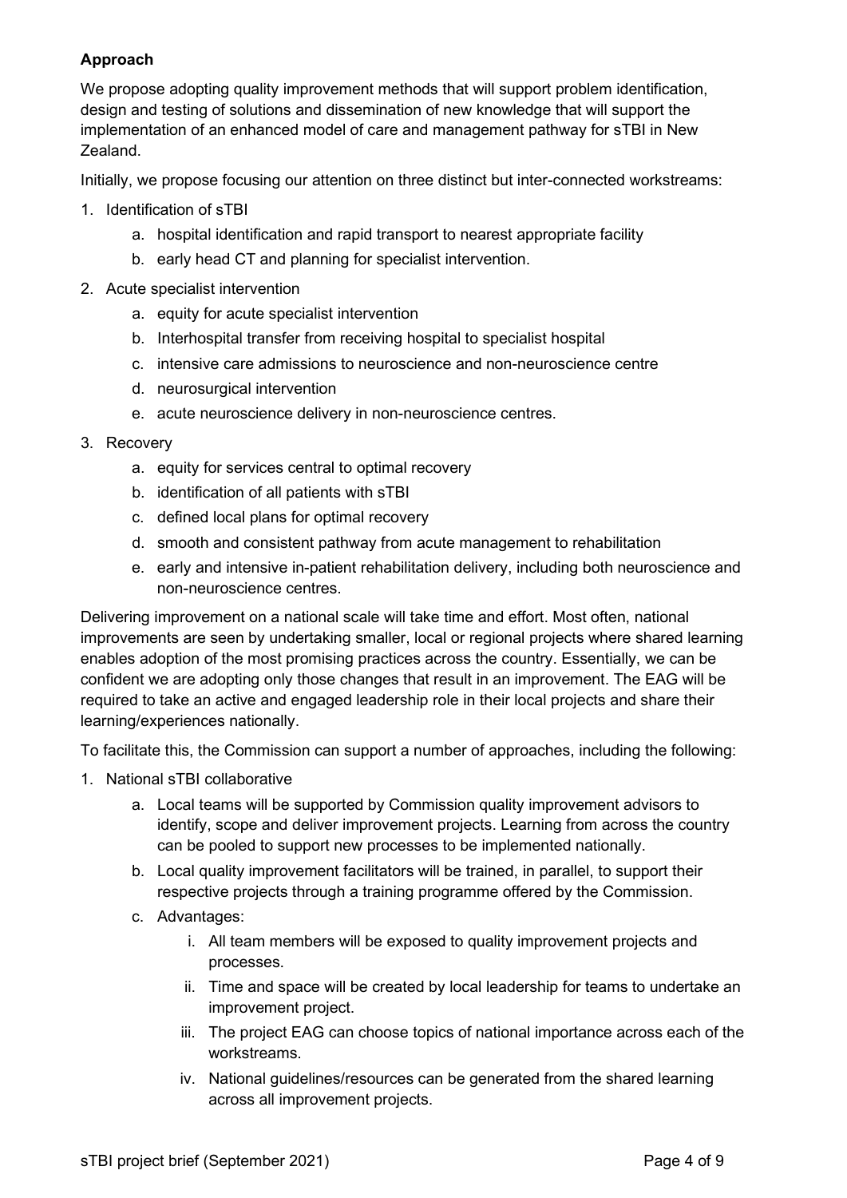**Approach**

We propose adopting quality improvement methods that will support problem identification, design and testing of solutions and dissemination of new knowledge that will support the implementation of an enhanced model of care and management pathway for sTBI in New Zealand.

Initially, we propose focusing our attention on three distinct but inter-connected workstreams:

1. Identification of sTBI
    a. hospital identification and rapid transport to nearest appropriate facility
    b. early head CT and planning for specialist intervention.
2. Acute specialist intervention
    a. equity for acute specialist intervention
    b. Interhospital transfer from receiving hospital to specialist hospital
    c. intensive care admissions to neuroscience and non-neuroscience centre
    d. neurosurgical intervention
    e. acute neuroscience delivery in non-neuroscience centres.
3. Recovery
    a. equity for services central to optimal recovery
    b. identification of all patients with sTBI
    c. defined local plans for optimal recovery
    d. smooth and consistent pathway from acute management to rehabilitation
    e. early and intensive in-patient rehabilitation delivery, including both neuroscience and non-neuroscience centres.

Delivering improvement on a national scale will take time and effort. Most often, national improvements are seen by undertaking smaller, local or regional projects where shared learning enables adoption of the most promising practices across the country. Essentially, we can be confident we are adopting only those changes that result in an improvement. The EAG will be required to take an active and engaged leadership role in their local projects and share their learning/experiences nationally.

To facilitate this, the Commission can support a number of approaches, including the following:

1. National sTBI collaborative
    a. Local teams will be supported by Commission quality improvement advisors to identify, scope and deliver improvement projects. Learning from across the country can be pooled to support new processes to be implemented nationally.
    b. Local quality improvement facilitators will be trained, in parallel, to support their respective projects through a training programme offered by the Commission.
    c. Advantages:
        i. All team members will be exposed to quality improvement projects and processes.
        ii. Time and space will be created by local leadership for teams to undertake an improvement project.
        iii. The project EAG can choose topics of national importance across each of the workstreams.
        iv. National guidelines/resources can be generated from the shared learning across all improvement projects.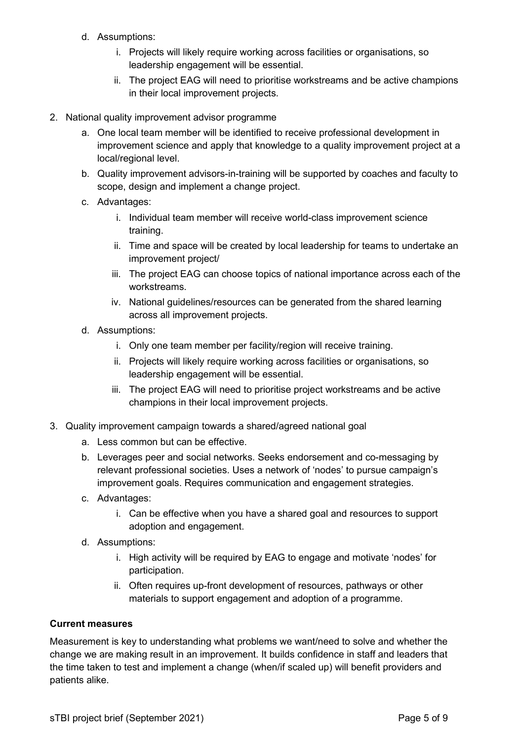d. Assumptions:
      i. Projects will likely require working across facilities or organisations, so leadership engagement will be essential.
      ii. The project EAG will need to prioritise workstreams and be active champions in their local improvement projects.

2. National quality improvement advisor programme
   a. One local team member will be identified to receive professional development in improvement science and apply that knowledge to a quality improvement project at a local/regional level.
   b. Quality improvement advisors-in-training will be supported by coaches and faculty to scope, design and implement a change project.
   c. Advantages:
      i. Individual team member will receive world-class improvement science training.
      ii. Time and space will be created by local leadership for teams to undertake an improvement project/
      iii. The project EAG can choose topics of national importance across each of the workstreams.
      iv. National guidelines/resources can be generated from the shared learning across all improvement projects.
   d. Assumptions:
      i. Only one team member per facility/region will receive training.
      ii. Projects will likely require working across facilities or organisations, so leadership engagement will be essential.
      iii. The project EAG will need to prioritise project workstreams and be active champions in their local improvement projects.

3. Quality improvement campaign towards a shared/agreed national goal
   a. Less common but can be effective.
   b. Leverages peer and social networks. Seeks endorsement and co-messaging by relevant professional societies. Uses a network of 'nodes' to pursue campaign's improvement goals. Requires communication and engagement strategies.
   c. Advantages:
      i. Can be effective when you have a shared goal and resources to support adoption and engagement.
   d. Assumptions:
      i. High activity will be required by EAG to engage and motivate 'nodes' for participation.
      ii. Often requires up-front development of resources, pathways or other materials to support engagement and adoption of a programme.

**Current measures**

Measurement is key to understanding what problems we want/need to solve and whether the change we are making result in an improvement. It builds confidence in staff and leaders that the time taken to test and implement a change (when/if scaled up) will benefit providers and patients alike.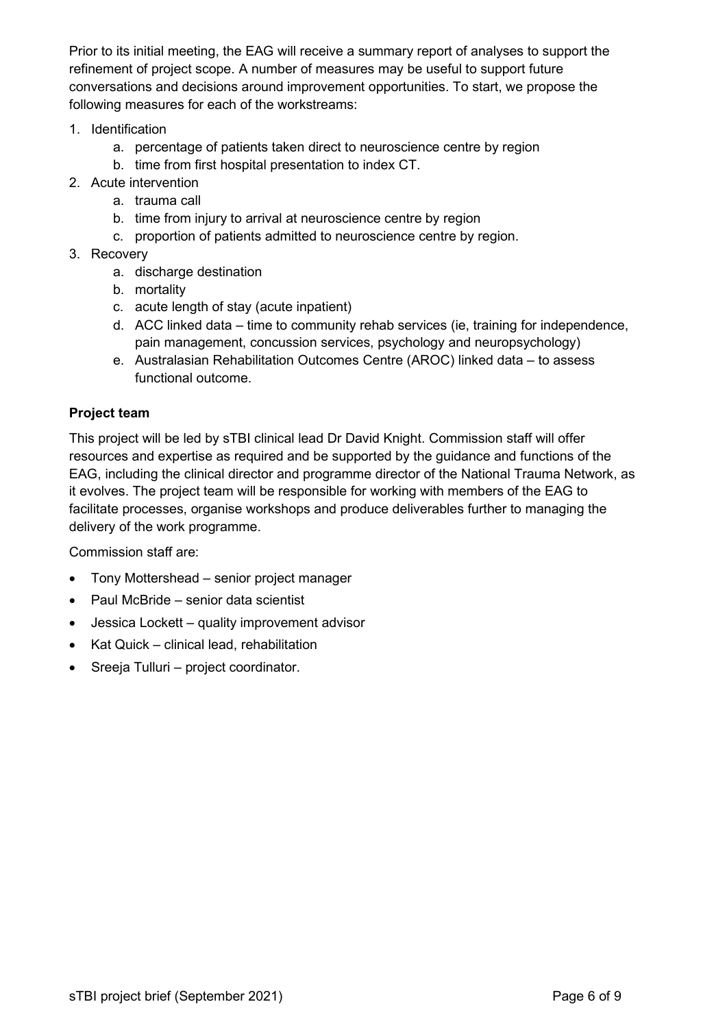Prior to its initial meeting, the EAG will receive a summary report of analyses to support the refinement of project scope. A number of measures may be useful to support future conversations and decisions around improvement opportunities. To start, we propose the following measures for each of the workstreams:

1. Identification
    a. percentage of patients taken direct to neuroscience centre by region
    b. time from first hospital presentation to index CT.
2. Acute intervention
    a. trauma call
    b. time from injury to arrival at neuroscience centre by region
    c. proportion of patients admitted to neuroscience centre by region.
3. Recovery
    a. discharge destination
    b. mortality
    c. acute length of stay (acute inpatient)
    d. ACC linked data – time to community rehab services (ie, training for independence, pain management, concussion services, psychology and neuropsychology)
    e. Australasian Rehabilitation Outcomes Centre (AROC) linked data – to assess functional outcome.

**Project team**

This project will be led by sTBI clinical lead Dr David Knight. Commission staff will offer resources and expertise as required and be supported by the guidance and functions of the EAG, including the clinical director and programme director of the National Trauma Network, as it evolves. The project team will be responsible for working with members of the EAG to facilitate processes, organise workshops and produce deliverables further to managing the delivery of the work programme.

Commission staff are:

- Tony Mottershead – senior project manager
- Paul McBride – senior data scientist
- Jessica Lockett – quality improvement advisor
- Kat Quick – clinical lead, rehabilitation
- Sreeja Tulluri – project coordinator.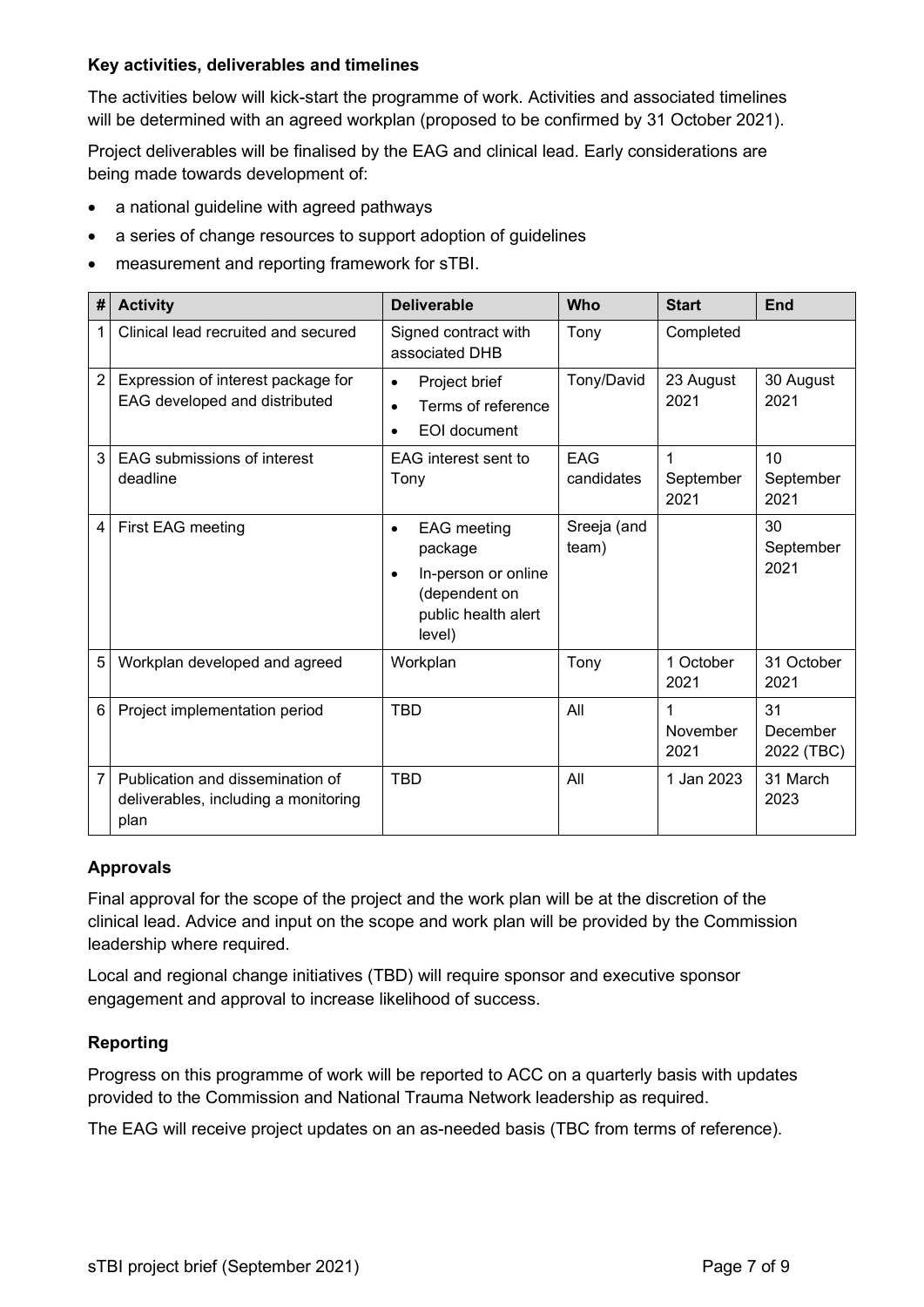### Key activities, deliverables and timelines

The activities below will kick-start the programme of work. Activities and associated timelines will be determined with an agreed workplan (proposed to be confirmed by 31 October 2021).

Project deliverables will be finalised by the EAG and clinical lead. Early considerations are being made towards development of:

- a national guideline with agreed pathways
- a series of change resources to support adoption of guidelines
- measurement and reporting framework for sTBI.

| # | Activity | Deliverable | Who | Start | End |
|---|---|---|---|---|---|
| 1 | Clinical lead recruited and secured | Signed contract with associated DHB | Tony | Completed | |
| 2 | Expression of interest package for EAG developed and distributed | • Project brief<br>• Terms of reference<br>• EOI document | Tony/David | 23 August 2021 | 30 August 2021 |
| 3 | EAG submissions of interest deadline | EAG interest sent to Tony | EAG candidates | 1 September 2021 | 10 September 2021 |
| 4 | First EAG meeting | • EAG meeting package<br>• In-person or online (dependent on public health alert level) | Sreeja (and team) | | 30 September 2021 |
| 5 | Workplan developed and agreed | Workplan | Tony | 1 October 2021 | 31 October 2021 |
| 6 | Project implementation period | TBD | All | 1 November 2021 | 31 December 2022 (TBC) |
| 7 | Publication and dissemination of deliverables, including a monitoring plan | TBD | All | 1 Jan 2023 | 31 March 2023 |

### Approvals

Final approval for the scope of the project and the work plan will be at the discretion of the clinical lead. Advice and input on the scope and work plan will be provided by the Commission leadership where required.

Local and regional change initiatives (TBD) will require sponsor and executive sponsor engagement and approval to increase likelihood of success.

### Reporting

Progress on this programme of work will be reported to ACC on a quarterly basis with updates provided to the Commission and National Trauma Network leadership as required.

The EAG will receive project updates on an as-needed basis (TBC from terms of reference).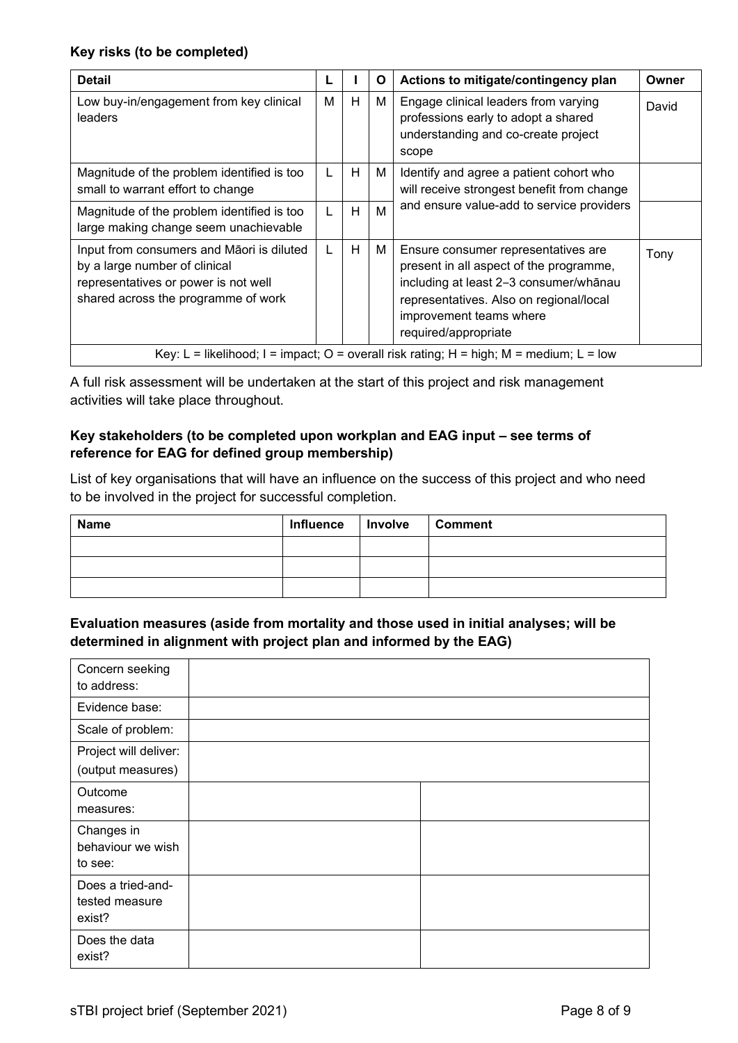**Key risks (to be completed)**

| Detail | L | I | O | Actions to mitigate/contingency plan | Owner |
|---|---|---|---|---|---|
| Low buy-in/engagement from key clinical leaders | M | H | M | Engage clinical leaders from varying professions early to adopt a shared understanding and co-create project scope | David |
| Magnitude of the problem identified is too small to warrant effort to change | L | H | M | Identify and agree a patient cohort who will receive strongest benefit from change and ensure value-add to service providers | |
| Magnitude of the problem identified is too large making change seem unachievable | L | H | M | | |
| Input from consumers and Māori is diluted by a large number of clinical representatives or power is not well shared across the programme of work | L | H | M | Ensure consumer representatives are present in all aspect of the programme, including at least 2–3 consumer/whānau representatives. Also on regional/local improvement teams where required/appropriate | Tony |
| Key: L = likelihood; I = impact; O = overall risk rating; H = high; M = medium; L = low | | | | | |

A full risk assessment will be undertaken at the start of this project and risk management activities will take place throughout.

**Key stakeholders (to be completed upon workplan and EAG input – see terms of reference for EAG for defined group membership)**

List of key organisations that will have an influence on the success of this project and who need to be involved in the project for successful completion.

| Name | Influence | Involve | Comment |
|---|---|---|---|
| | | | |
| | | | |
| | | | |

**Evaluation measures (aside from mortality and those used in initial analyses; will be determined in alignment with project plan and informed by the EAG)**

| | | |
|---|---|---|
| Concern seeking to address: | | |
| Evidence base: | | |
| Scale of problem: | | |
| Project will deliver: (output measures) | | |
| Outcome measures: | | |
| Changes in behaviour we wish to see: | | |
| Does a tried-and-tested measure exist? | | |
| Does the data exist? | | |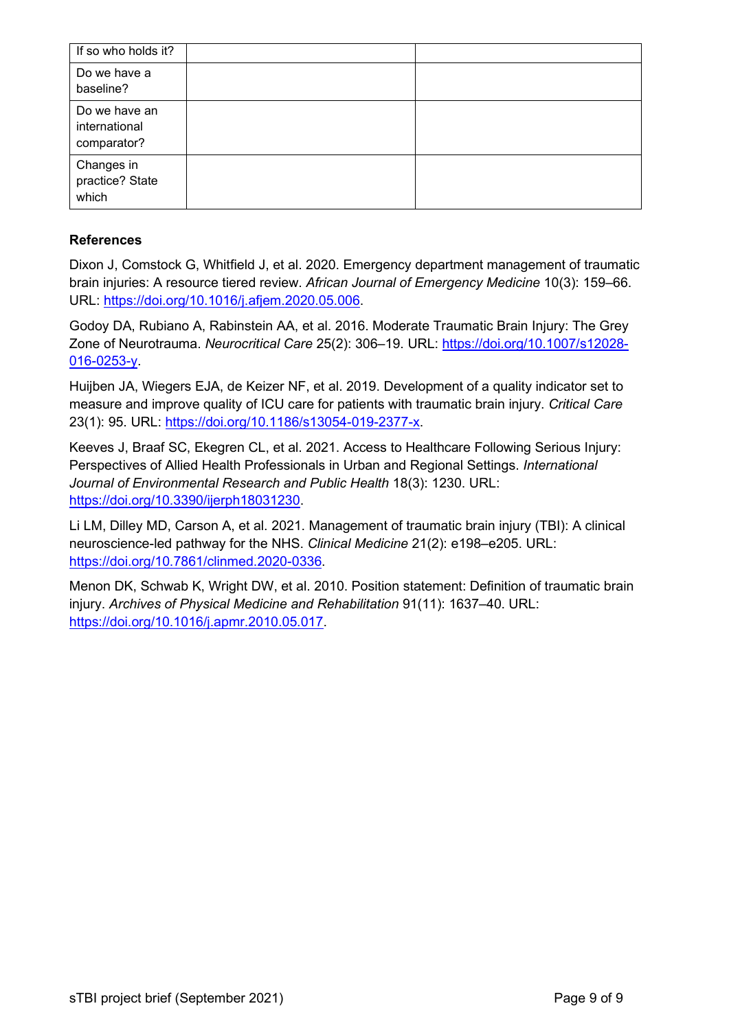| | | |
|---|---|---|
| If so who holds it? | | |
| Do we have a baseline? | | |
| Do we have an international comparator? | | |
| Changes in practice? State which | | |

**References**

Dixon J, Comstock G, Whitfield J, et al. 2020. Emergency department management of traumatic brain injuries: A resource tiered review. *African Journal of Emergency Medicine* 10(3): 159–66. URL: https://doi.org/10.1016/j.afjem.2020.05.006.

Godoy DA, Rubiano A, Rabinstein AA, et al. 2016. Moderate Traumatic Brain Injury: The Grey Zone of Neurotrauma. *Neurocritical Care* 25(2): 306–19. URL: https://doi.org/10.1007/s12028-016-0253-y.

Huijben JA, Wiegers EJA, de Keizer NF, et al. 2019. Development of a quality indicator set to measure and improve quality of ICU care for patients with traumatic brain injury. *Critical Care* 23(1): 95. URL: https://doi.org/10.1186/s13054-019-2377-x.

Keeves J, Braaf SC, Ekegren CL, et al. 2021. Access to Healthcare Following Serious Injury: Perspectives of Allied Health Professionals in Urban and Regional Settings. *International Journal of Environmental Research and Public Health* 18(3): 1230. URL: https://doi.org/10.3390/ijerph18031230.

Li LM, Dilley MD, Carson A, et al. 2021. Management of traumatic brain injury (TBI): A clinical neuroscience-led pathway for the NHS. *Clinical Medicine* 21(2): e198–e205. URL: https://doi.org/10.7861/clinmed.2020-0336.

Menon DK, Schwab K, Wright DW, et al. 2010. Position statement: Definition of traumatic brain injury. *Archives of Physical Medicine and Rehabilitation* 91(11): 1637–40. URL: https://doi.org/10.1016/j.apmr.2010.05.017.